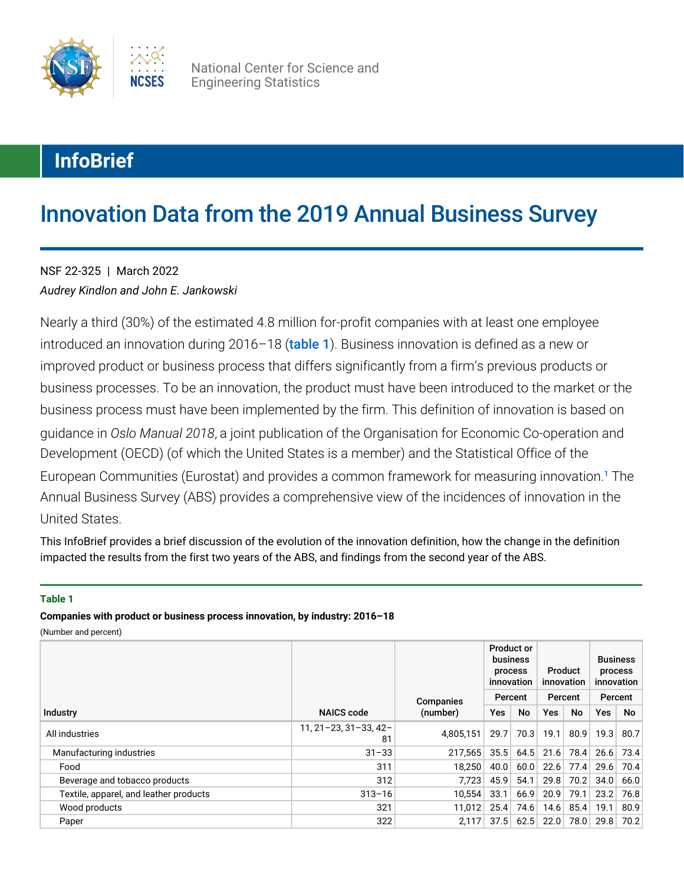National Center for Science and Engineering Statistics

InfoBrief

# Innovation Data from the 2019 Annual Business Survey

NSF 22-325 | March 2022

*Audrey Kindlon and John E. Jankowski*

Nearly a third (30%) of the estimated 4.8 million for-profit companies with at least one employee introduced an innovation during 2016–18 (**table 1**). Business innovation is defined as a new or improved product or business process that differs significantly from a firm's previous products or business processes. To be an innovation, the product must have been introduced to the market or the business process must have been implemented by the firm. This definition of innovation is based on guidance in *Oslo Manual 2018*, a joint publication of the Organisation for Economic Co-operation and Development (OECD) (of which the United States is a member) and the Statistical Office of the European Communities (Eurostat) and provides a common framework for measuring innovation.[1] The Annual Business Survey (ABS) provides a comprehensive view of the incidences of innovation in the United States.

This InfoBrief provides a brief discussion of the evolution of the innovation definition, how the change in the definition impacted the results from the first two years of the ABS, and findings from the second year of the ABS.

**Table 1**

**Companies with product or business process innovation, by industry: 2016–18**

(Number and percent)

| Industry | NAICS code | Companies (number) | Product or business process innovation | | Product innovation | | Business process innovation | |
|---|---|---|---|---|---|---|---|---|
| | | | Percent | | Percent | | Percent | |
| | | | Yes | No | Yes | No | Yes | No |
| All industries | 11, 21–23, 31–33, 42–81 | 4,805,151 | 29.7 | 70.3 | 19.1 | 80.9 | 19.3 | 80.7 |
| Manufacturing industries | 31–33 | 217,565 | 35.5 | 64.5 | 21.6 | 78.4 | 26.6 | 73.4 |
| Food | 311 | 18,250 | 40.0 | 60.0 | 22.6 | 77.4 | 29.6 | 70.4 |
| Beverage and tobacco products | 312 | 7,723 | 45.9 | 54.1 | 29.8 | 70.2 | 34.0 | 66.0 |
| Textile, apparel, and leather products | 313–16 | 10,554 | 33.1 | 66.9 | 20.9 | 79.1 | 23.2 | 76.8 |
| Wood products | 321 | 11,012 | 25.4 | 74.6 | 14.6 | 85.4 | 19.1 | 80.9 |
| Paper | 322 | 2,117 | 37.5 | 62.5 | 22.0 | 78.0 | 29.8 | 70.2 |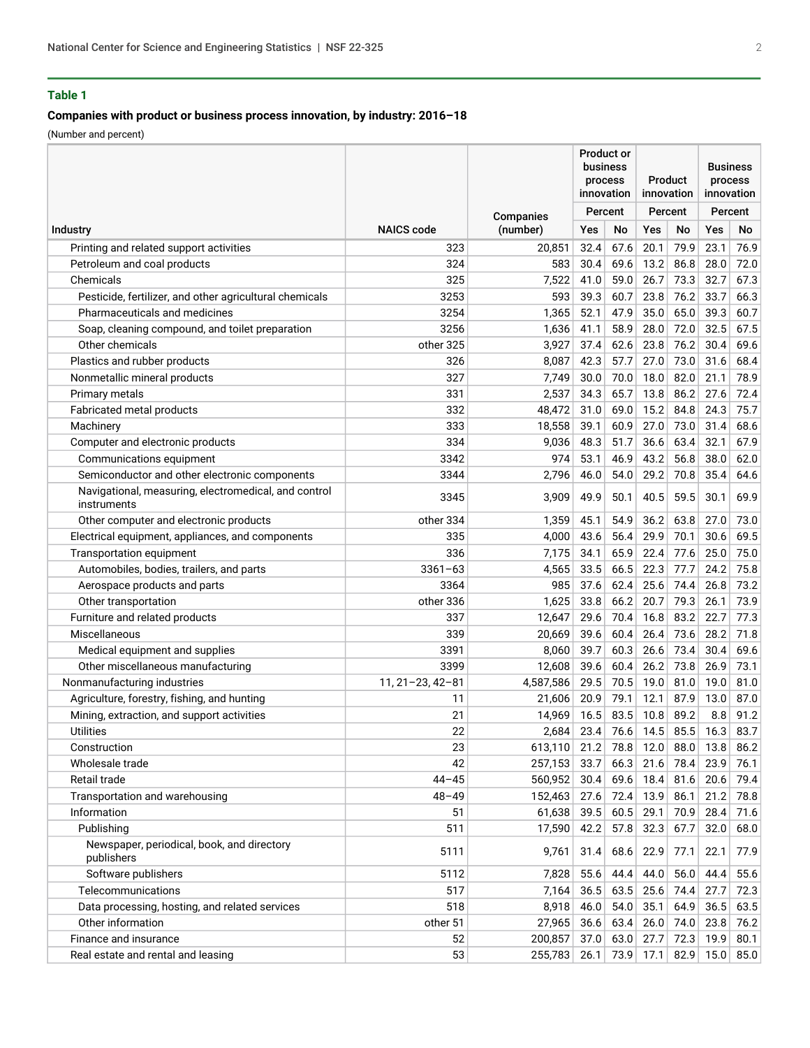**Table 1**

**Companies with product or business process innovation, by industry: 2016–18**

(Number and percent)

| Industry | NAICS code | Companies (number) | Product or business process innovation | | Product innovation | | Business process innovation | |
|---|---|---|---|---|---|---|---|---|
| | | | Percent | | Percent | | Percent | |
| | | | Yes | No | Yes | No | Yes | No |
| Printing and related support activities | 323 | 20,851 | 32.4 | 67.6 | 20.1 | 79.9 | 23.1 | 76.9 |
| Petroleum and coal products | 324 | 583 | 30.4 | 69.6 | 13.2 | 86.8 | 28.0 | 72.0 |
| Chemicals | 325 | 7,522 | 41.0 | 59.0 | 26.7 | 73.3 | 32.7 | 67.3 |
| Pesticide, fertilizer, and other agricultural chemicals | 3253 | 593 | 39.3 | 60.7 | 23.8 | 76.2 | 33.7 | 66.3 |
| Pharmaceuticals and medicines | 3254 | 1,365 | 52.1 | 47.9 | 35.0 | 65.0 | 39.3 | 60.7 |
| Soap, cleaning compound, and toilet preparation | 3256 | 1,636 | 41.1 | 58.9 | 28.0 | 72.0 | 32.5 | 67.5 |
| Other chemicals | other 325 | 3,927 | 37.4 | 62.6 | 23.8 | 76.2 | 30.4 | 69.6 |
| Plastics and rubber products | 326 | 8,087 | 42.3 | 57.7 | 27.0 | 73.0 | 31.6 | 68.4 |
| Nonmetallic mineral products | 327 | 7,749 | 30.0 | 70.0 | 18.0 | 82.0 | 21.1 | 78.9 |
| Primary metals | 331 | 2,537 | 34.3 | 65.7 | 13.8 | 86.2 | 27.6 | 72.4 |
| Fabricated metal products | 332 | 48,472 | 31.0 | 69.0 | 15.2 | 84.8 | 24.3 | 75.7 |
| Machinery | 333 | 18,558 | 39.1 | 60.9 | 27.0 | 73.0 | 31.4 | 68.6 |
| Computer and electronic products | 334 | 9,036 | 48.3 | 51.7 | 36.6 | 63.4 | 32.1 | 67.9 |
| Communications equipment | 3342 | 974 | 53.1 | 46.9 | 43.2 | 56.8 | 38.0 | 62.0 |
| Semiconductor and other electronic components | 3344 | 2,796 | 46.0 | 54.0 | 29.2 | 70.8 | 35.4 | 64.6 |
| Navigational, measuring, electromedical, and control instruments | 3345 | 3,909 | 49.9 | 50.1 | 40.5 | 59.5 | 30.1 | 69.9 |
| Other computer and electronic products | other 334 | 1,359 | 45.1 | 54.9 | 36.2 | 63.8 | 27.0 | 73.0 |
| Electrical equipment, appliances, and components | 335 | 4,000 | 43.6 | 56.4 | 29.9 | 70.1 | 30.6 | 69.5 |
| Transportation equipment | 336 | 7,175 | 34.1 | 65.9 | 22.4 | 77.6 | 25.0 | 75.0 |
| Automobiles, bodies, trailers, and parts | 3361–63 | 4,565 | 33.5 | 66.5 | 22.3 | 77.7 | 24.2 | 75.8 |
| Aerospace products and parts | 3364 | 985 | 37.6 | 62.4 | 25.6 | 74.4 | 26.8 | 73.2 |
| Other transportation | other 336 | 1,625 | 33.8 | 66.2 | 20.7 | 79.3 | 26.1 | 73.9 |
| Furniture and related products | 337 | 12,647 | 29.6 | 70.4 | 16.8 | 83.2 | 22.7 | 77.3 |
| Miscellaneous | 339 | 20,669 | 39.6 | 60.4 | 26.4 | 73.6 | 28.2 | 71.8 |
| Medical equipment and supplies | 3391 | 8,060 | 39.7 | 60.3 | 26.6 | 73.4 | 30.4 | 69.6 |
| Other miscellaneous manufacturing | 3399 | 12,608 | 39.6 | 60.4 | 26.2 | 73.8 | 26.9 | 73.1 |
| Nonmanufacturing industries | 11, 21–23, 42–81 | 4,587,586 | 29.5 | 70.5 | 19.0 | 81.0 | 19.0 | 81.0 |
| Agriculture, forestry, fishing, and hunting | 11 | 21,606 | 20.9 | 79.1 | 12.1 | 87.9 | 13.0 | 87.0 |
| Mining, extraction, and support activities | 21 | 14,969 | 16.5 | 83.5 | 10.8 | 89.2 | 8.8 | 91.2 |
| Utilities | 22 | 2,684 | 23.4 | 76.6 | 14.5 | 85.5 | 16.3 | 83.7 |
| Construction | 23 | 613,110 | 21.2 | 78.8 | 12.0 | 88.0 | 13.8 | 86.2 |
| Wholesale trade | 42 | 257,153 | 33.7 | 66.3 | 21.6 | 78.4 | 23.9 | 76.1 |
| Retail trade | 44–45 | 560,952 | 30.4 | 69.6 | 18.4 | 81.6 | 20.6 | 79.4 |
| Transportation and warehousing | 48–49 | 152,463 | 27.6 | 72.4 | 13.9 | 86.1 | 21.2 | 78.8 |
| Information | 51 | 61,638 | 39.5 | 60.5 | 29.1 | 70.9 | 28.4 | 71.6 |
| Publishing | 511 | 17,590 | 42.2 | 57.8 | 32.3 | 67.7 | 32.0 | 68.0 |
| Newspaper, periodical, book, and directory publishers | 5111 | 9,761 | 31.4 | 68.6 | 22.9 | 77.1 | 22.1 | 77.9 |
| Software publishers | 5112 | 7,828 | 55.6 | 44.4 | 44.0 | 56.0 | 44.4 | 55.6 |
| Telecommunications | 517 | 7,164 | 36.5 | 63.5 | 25.6 | 74.4 | 27.7 | 72.3 |
| Data processing, hosting, and related services | 518 | 8,918 | 46.0 | 54.0 | 35.1 | 64.9 | 36.5 | 63.5 |
| Other information | other 51 | 27,965 | 36.6 | 63.4 | 26.0 | 74.0 | 23.8 | 76.2 |
| Finance and insurance | 52 | 200,857 | 37.0 | 63.0 | 27.7 | 72.3 | 19.9 | 80.1 |
| Real estate and rental and leasing | 53 | 255,783 | 26.1 | 73.9 | 17.1 | 82.9 | 15.0 | 85.0 |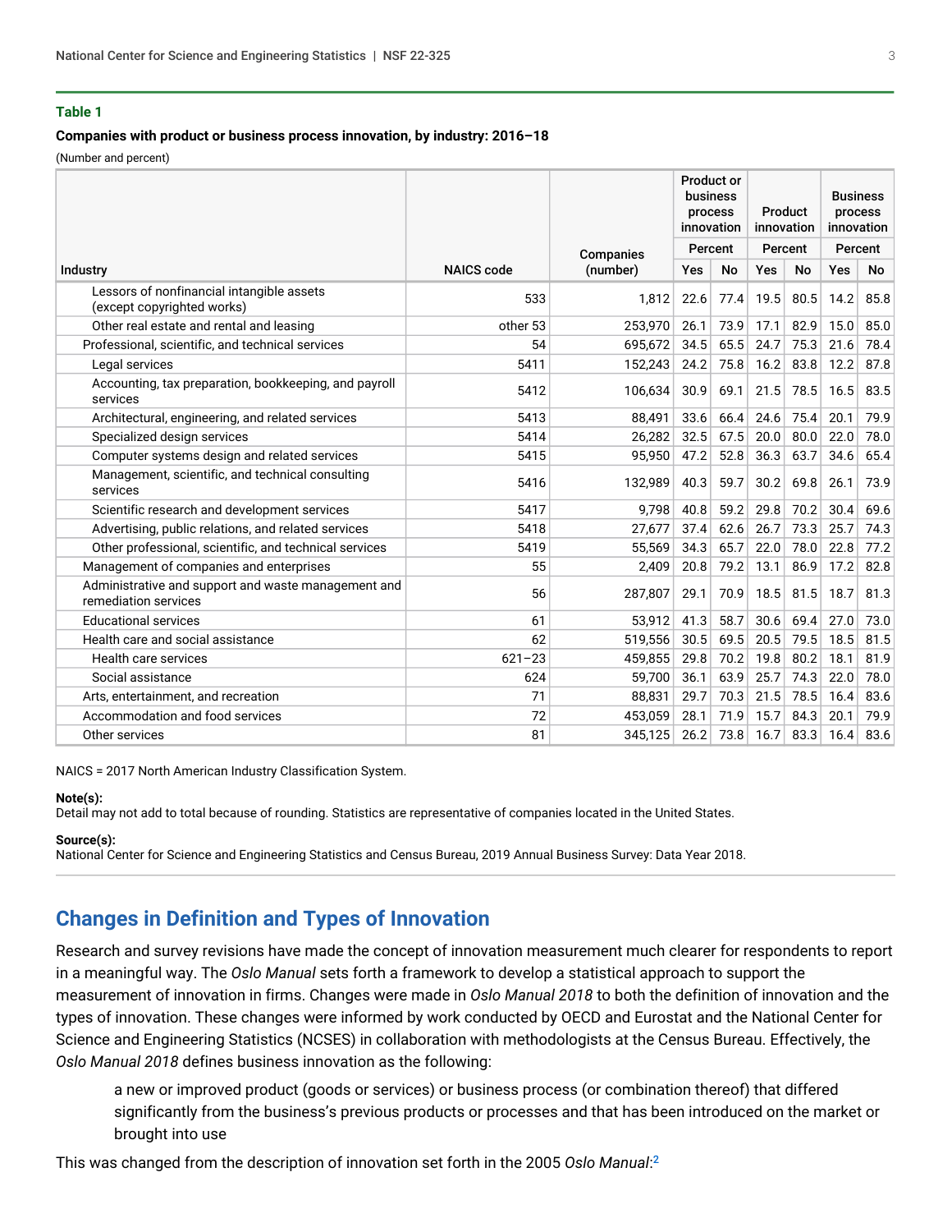**Table 1**

**Companies with product or business process innovation, by industry: 2016–18**

(Number and percent)

| Industry | NAICS code | Companies (number) | Product or business process innovation | | Product innovation | | Business process innovation | |
|---|---|---|---|---|---|---|---|---|
| | | | Percent | | Percent | | Percent | |
| | | | Yes | No | Yes | No | Yes | No |
| Lessors of nonfinancial intangible assets (except copyrighted works) | 533 | 1,812 | 22.6 | 77.4 | 19.5 | 80.5 | 14.2 | 85.8 |
| Other real estate and rental and leasing | other 53 | 253,970 | 26.1 | 73.9 | 17.1 | 82.9 | 15.0 | 85.0 |
| Professional, scientific, and technical services | 54 | 695,672 | 34.5 | 65.5 | 24.7 | 75.3 | 21.6 | 78.4 |
| Legal services | 5411 | 152,243 | 24.2 | 75.8 | 16.2 | 83.8 | 12.2 | 87.8 |
| Accounting, tax preparation, bookkeeping, and payroll services | 5412 | 106,634 | 30.9 | 69.1 | 21.5 | 78.5 | 16.5 | 83.5 |
| Architectural, engineering, and related services | 5413 | 88,491 | 33.6 | 66.4 | 24.6 | 75.4 | 20.1 | 79.9 |
| Specialized design services | 5414 | 26,282 | 32.5 | 67.5 | 20.0 | 80.0 | 22.0 | 78.0 |
| Computer systems design and related services | 5415 | 95,950 | 47.2 | 52.8 | 36.3 | 63.7 | 34.6 | 65.4 |
| Management, scientific, and technical consulting services | 5416 | 132,989 | 40.3 | 59.7 | 30.2 | 69.8 | 26.1 | 73.9 |
| Scientific research and development services | 5417 | 9,798 | 40.8 | 59.2 | 29.8 | 70.2 | 30.4 | 69.6 |
| Advertising, public relations, and related services | 5418 | 27,677 | 37.4 | 62.6 | 26.7 | 73.3 | 25.7 | 74.3 |
| Other professional, scientific, and technical services | 5419 | 55,569 | 34.3 | 65.7 | 22.0 | 78.0 | 22.8 | 77.2 |
| Management of companies and enterprises | 55 | 2,409 | 20.8 | 79.2 | 13.1 | 86.9 | 17.2 | 82.8 |
| Administrative and support and waste management and remediation services | 56 | 287,807 | 29.1 | 70.9 | 18.5 | 81.5 | 18.7 | 81.3 |
| Educational services | 61 | 53,912 | 41.3 | 58.7 | 30.6 | 69.4 | 27.0 | 73.0 |
| Health care and social assistance | 62 | 519,556 | 30.5 | 69.5 | 20.5 | 79.5 | 18.5 | 81.5 |
| Health care services | 621–23 | 459,855 | 29.8 | 70.2 | 19.8 | 80.2 | 18.1 | 81.9 |
| Social assistance | 624 | 59,700 | 36.1 | 63.9 | 25.7 | 74.3 | 22.0 | 78.0 |
| Arts, entertainment, and recreation | 71 | 88,831 | 29.7 | 70.3 | 21.5 | 78.5 | 16.4 | 83.6 |
| Accommodation and food services | 72 | 453,059 | 28.1 | 71.9 | 15.7 | 84.3 | 20.1 | 79.9 |
| Other services | 81 | 345,125 | 26.2 | 73.8 | 16.7 | 83.3 | 16.4 | 83.6 |

NAICS = 2017 North American Industry Classification System.

**Note(s):**
Detail may not add to total because of rounding. Statistics are representative of companies located in the United States.

**Source(s):**
National Center for Science and Engineering Statistics and Census Bureau, 2019 Annual Business Survey: Data Year 2018.

## Changes in Definition and Types of Innovation

Research and survey revisions have made the concept of innovation measurement much clearer for respondents to report in a meaningful way. The *Oslo Manual* sets forth a framework to develop a statistical approach to support the measurement of innovation in firms. Changes were made in *Oslo Manual 2018* to both the definition of innovation and the types of innovation. These changes were informed by work conducted by OECD and Eurostat and the National Center for Science and Engineering Statistics (NCSES) in collaboration with methodologists at the Census Bureau. Effectively, the *Oslo Manual 2018* defines business innovation as the following:

> a new or improved product (goods or services) or business process (or combination thereof) that differed significantly from the business's previous products or processes and that has been introduced on the market or brought into use

This was changed from the description of innovation set forth in the 2005 *Oslo Manual*:[2]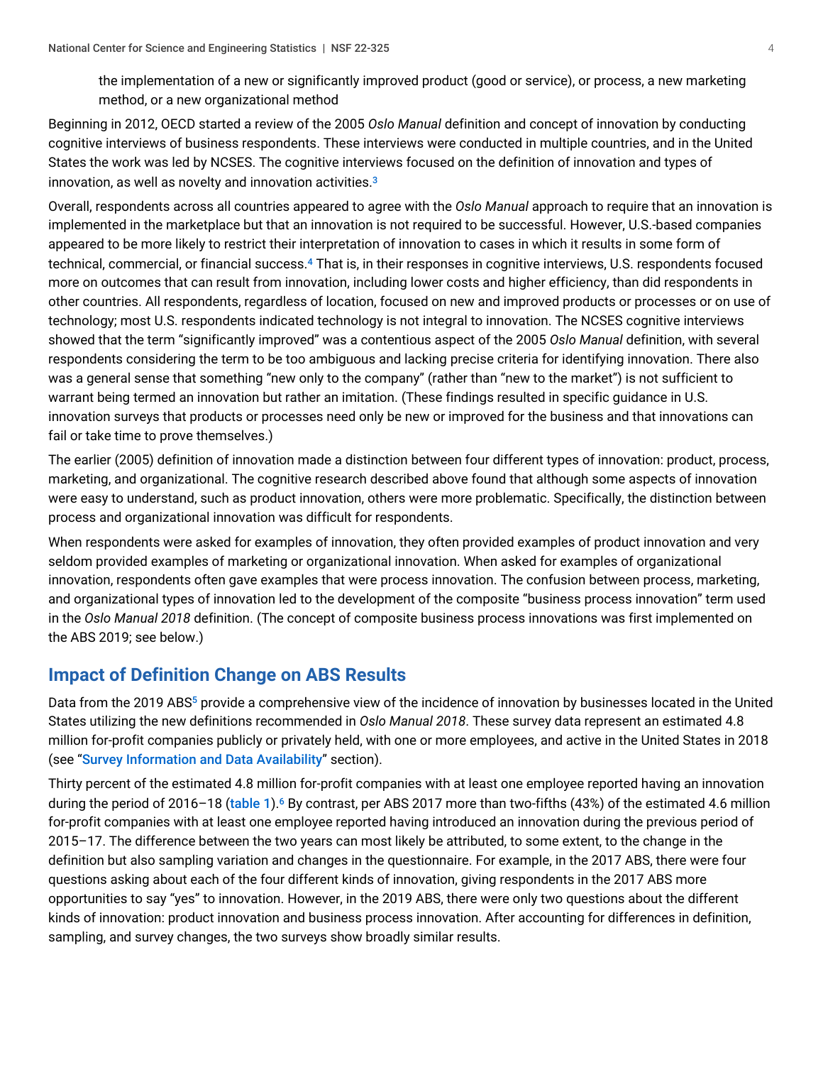the implementation of a new or significantly improved product (good or service), or process, a new marketing method, or a new organizational method

Beginning in 2012, OECD started a review of the 2005 *Oslo Manual* definition and concept of innovation by conducting cognitive interviews of business respondents. These interviews were conducted in multiple countries, and in the United States the work was led by NCSES. The cognitive interviews focused on the definition of innovation and types of innovation, as well as novelty and innovation activities.[3]

Overall, respondents across all countries appeared to agree with the *Oslo Manual* approach to require that an innovation is implemented in the marketplace but that an innovation is not required to be successful. However, U.S.-based companies appeared to be more likely to restrict their interpretation of innovation to cases in which it results in some form of technical, commercial, or financial success.[4] That is, in their responses in cognitive interviews, U.S. respondents focused more on outcomes that can result from innovation, including lower costs and higher efficiency, than did respondents in other countries. All respondents, regardless of location, focused on new and improved products or processes or on use of technology; most U.S. respondents indicated technology is not integral to innovation. The NCSES cognitive interviews showed that the term "significantly improved" was a contentious aspect of the 2005 *Oslo Manual* definition, with several respondents considering the term to be too ambiguous and lacking precise criteria for identifying innovation. There also was a general sense that something "new only to the company" (rather than "new to the market") is not sufficient to warrant being termed an innovation but rather an imitation. (These findings resulted in specific guidance in U.S. innovation surveys that products or processes need only be new or improved for the business and that innovations can fail or take time to prove themselves.)

The earlier (2005) definition of innovation made a distinction between four different types of innovation: product, process, marketing, and organizational. The cognitive research described above found that although some aspects of innovation were easy to understand, such as product innovation, others were more problematic. Specifically, the distinction between process and organizational innovation was difficult for respondents.

When respondents were asked for examples of innovation, they often provided examples of product innovation and very seldom provided examples of marketing or organizational innovation. When asked for examples of organizational innovation, respondents often gave examples that were process innovation. The confusion between process, marketing, and organizational types of innovation led to the development of the composite "business process innovation" term used in the *Oslo Manual 2018* definition. (The concept of composite business process innovations was first implemented on the ABS 2019; see below.)

## Impact of Definition Change on ABS Results

Data from the 2019 ABS[5] provide a comprehensive view of the incidence of innovation by businesses located in the United States utilizing the new definitions recommended in *Oslo Manual 2018*. These survey data represent an estimated 4.8 million for-profit companies publicly or privately held, with one or more employees, and active in the United States in 2018 (see "Survey Information and Data Availability" section).

Thirty percent of the estimated 4.8 million for-profit companies with at least one employee reported having an innovation during the period of 2016–18 (table 1).[6] By contrast, per ABS 2017 more than two-fifths (43%) of the estimated 4.6 million for-profit companies with at least one employee reported having introduced an innovation during the previous period of 2015–17. The difference between the two years can most likely be attributed, to some extent, to the change in the definition but also sampling variation and changes in the questionnaire. For example, in the 2017 ABS, there were four questions asking about each of the four different kinds of innovation, giving respondents in the 2017 ABS more opportunities to say "yes" to innovation. However, in the 2019 ABS, there were only two questions about the different kinds of innovation: product innovation and business process innovation. After accounting for differences in definition, sampling, and survey changes, the two surveys show broadly similar results.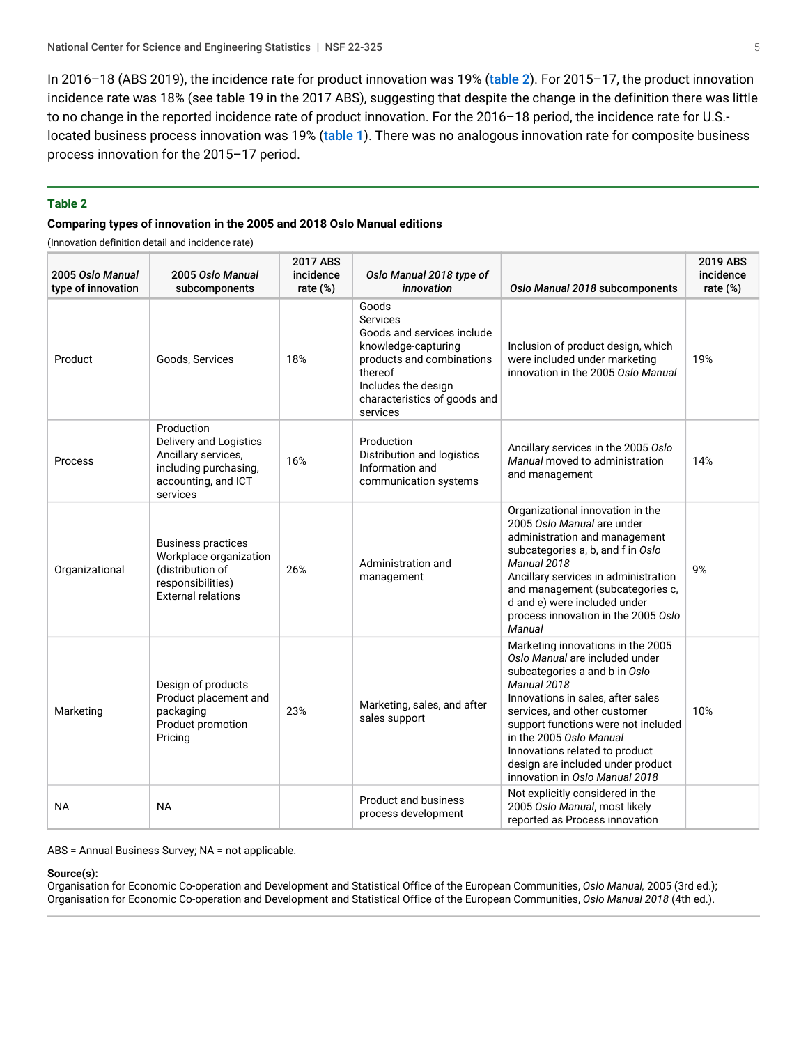In 2016–18 (ABS 2019), the incidence rate for product innovation was 19% (table 2). For 2015–17, the product innovation incidence rate was 18% (see table 19 in the 2017 ABS), suggesting that despite the change in the definition there was little to no change in the reported incidence rate of product innovation. For the 2016–18 period, the incidence rate for U.S.-located business process innovation was 19% (table 1). There was no analogous innovation rate for composite business process innovation for the 2015–17 period.

**Table 2**

**Comparing types of innovation in the 2005 and 2018 Oslo Manual editions**

(Innovation definition detail and incidence rate)

| 2005 *Oslo Manual* type of innovation | 2005 *Oslo Manual* subcomponents | 2017 ABS incidence rate (%) | *Oslo Manual 2018 type of innovation* | *Oslo Manual 2018* subcomponents | 2019 ABS incidence rate (%) |
|---|---|---|---|---|---|
| Product | Goods, Services | 18% | Goods<br>Services<br>Goods and services include knowledge-capturing products and combinations thereof<br>Includes the design characteristics of goods and services | Inclusion of product design, which were included under marketing innovation in the 2005 *Oslo Manual* | 19% |
| Process | Production<br>Delivery and Logistics<br>Ancillary services, including purchasing, accounting, and ICT services | 16% | Production<br>Distribution and logistics<br>Information and communication systems | Ancillary services in the 2005 *Oslo Manual* moved to administration and management | 14% |
| Organizational | Business practices<br>Workplace organization (distribution of responsibilities)<br>External relations | 26% | Administration and management | Organizational innovation in the 2005 *Oslo Manual* are under administration and management subcategories a, b, and f in *Oslo Manual 2018*<br>Ancillary services in administration and management (subcategories c, d and e) were included under process innovation in the 2005 *Oslo Manual* | 9% |
| Marketing | Design of products<br>Product placement and packaging<br>Product promotion<br>Pricing | 23% | Marketing, sales, and after sales support | Marketing innovations in the 2005 *Oslo Manual* are included under subcategories a and b in *Oslo Manual 2018*<br>Innovations in sales, after sales services, and other customer support functions were not included in the 2005 *Oslo Manual*<br>Innovations related to product design are included under product innovation in *Oslo Manual 2018* | 10% |
| NA | NA | | Product and business process development | Not explicitly considered in the 2005 *Oslo Manual*, most likely reported as Process innovation | |

ABS = Annual Business Survey; NA = not applicable.

**Source(s):**
Organisation for Economic Co-operation and Development and Statistical Office of the European Communities, *Oslo Manual,* 2005 (3rd ed.); Organisation for Economic Co-operation and Development and Statistical Office of the European Communities, *Oslo Manual 2018* (4th ed.).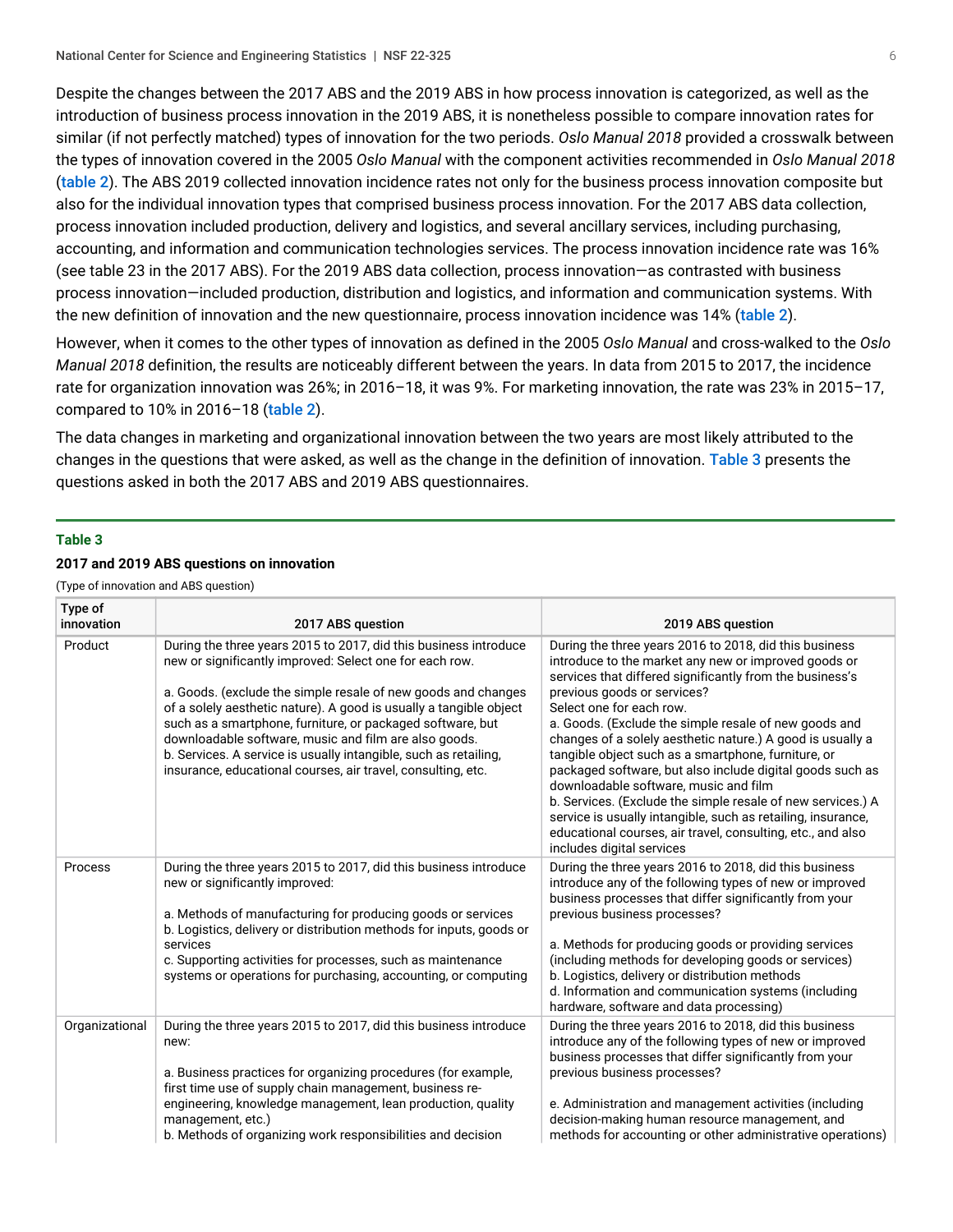Despite the changes between the 2017 ABS and the 2019 ABS in how process innovation is categorized, as well as the introduction of business process innovation in the 2019 ABS, it is nonetheless possible to compare innovation rates for similar (if not perfectly matched) types of innovation for the two periods. *Oslo Manual 2018* provided a crosswalk between the types of innovation covered in the 2005 *Oslo Manual* with the component activities recommended in *Oslo Manual 2018* (table 2). The ABS 2019 collected innovation incidence rates not only for the business process innovation composite but also for the individual innovation types that comprised business process innovation. For the 2017 ABS data collection, process innovation included production, delivery and logistics, and several ancillary services, including purchasing, accounting, and information and communication technologies services. The process innovation incidence rate was 16% (see table 23 in the 2017 ABS). For the 2019 ABS data collection, process innovation—as contrasted with business process innovation—included production, distribution and logistics, and information and communication systems. With the new definition of innovation and the new questionnaire, process innovation incidence was 14% (table 2).

However, when it comes to the other types of innovation as defined in the 2005 *Oslo Manual* and cross-walked to the *Oslo Manual 2018* definition, the results are noticeably different between the years. In data from 2015 to 2017, the incidence rate for organization innovation was 26%; in 2016–18, it was 9%. For marketing innovation, the rate was 23% in 2015–17, compared to 10% in 2016–18 (table 2).

The data changes in marketing and organizational innovation between the two years are most likely attributed to the changes in the questions that were asked, as well as the change in the definition of innovation. Table 3 presents the questions asked in both the 2017 ABS and 2019 ABS questionnaires.

**Table 3**

**2017 and 2019 ABS questions on innovation**

(Type of innovation and ABS question)

| Type of innovation | 2017 ABS question | 2019 ABS question |
|---|---|---|
| Product | During the three years 2015 to 2017, did this business introduce new or significantly improved: Select one for each row.<br><br>a. Goods. (exclude the simple resale of new goods and changes of a solely aesthetic nature). A good is usually a tangible object such as a smartphone, furniture, or packaged software, but downloadable software, music and film are also goods.<br>b. Services. A service is usually intangible, such as retailing, insurance, educational courses, air travel, consulting, etc. | During the three years 2016 to 2018, did this business introduce to the market any new or improved goods or services that differed significantly from the business's previous goods or services?<br>Select one for each row.<br>a. Goods. (Exclude the simple resale of new goods and changes of a solely aesthetic nature.) A good is usually a tangible object such as a smartphone, furniture, or packaged software, but also include digital goods such as downloadable software, music and film<br>b. Services. (Exclude the simple resale of new services.) A service is usually intangible, such as retailing, insurance, educational courses, air travel, consulting, etc., and also includes digital services |
| Process | During the three years 2015 to 2017, did this business introduce new or significantly improved:<br><br>a. Methods of manufacturing for producing goods or services<br>b. Logistics, delivery or distribution methods for inputs, goods or services<br>c. Supporting activities for processes, such as maintenance systems or operations for purchasing, accounting, or computing | During the three years 2016 to 2018, did this business introduce any of the following types of new or improved business processes that differ significantly from your previous business processes?<br><br>a. Methods for producing goods or providing services (including methods for developing goods or services)<br>b. Logistics, delivery or distribution methods<br>d. Information and communication systems (including hardware, software and data processing) |
| Organizational | During the three years 2015 to 2017, did this business introduce new:<br><br>a. Business practices for organizing procedures (for example, first time use of supply chain management, business re-engineering, knowledge management, lean production, quality management, etc.)<br>b. Methods of organizing work responsibilities and decision | During the three years 2016 to 2018, did this business introduce any of the following types of new or improved business processes that differ significantly from your previous business processes?<br><br>e. Administration and management activities (including decision-making human resource management, and methods for accounting or other administrative operations) |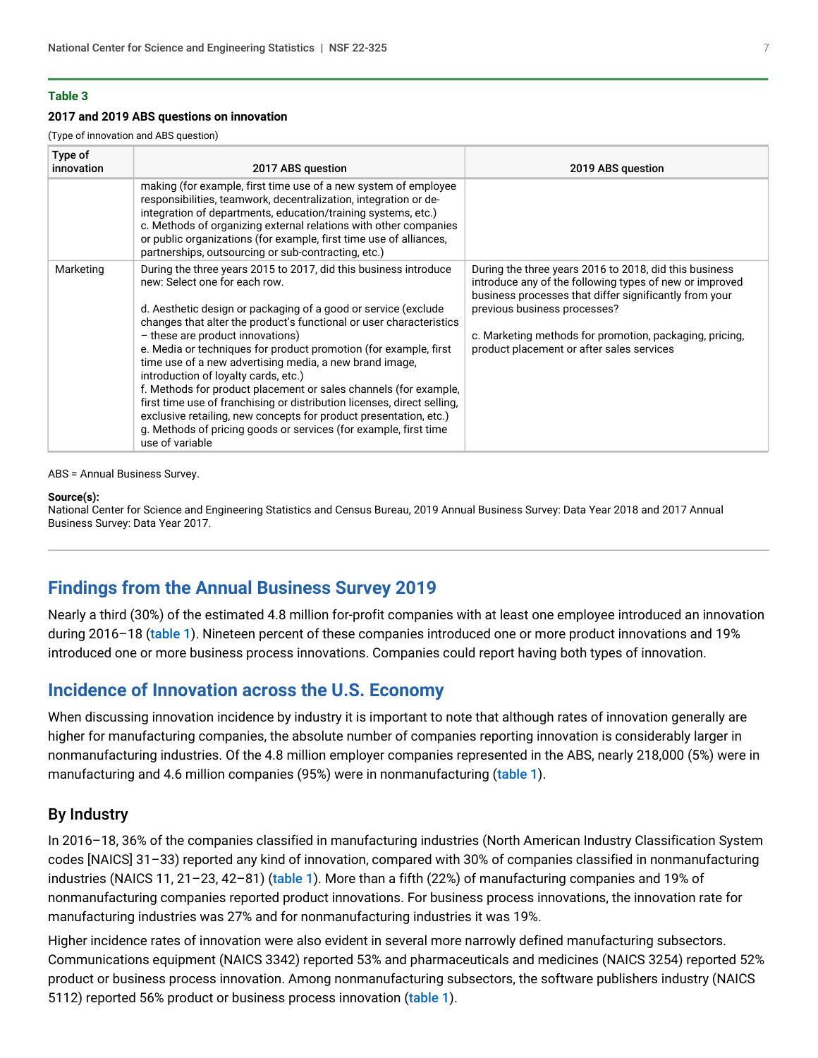**Table 3**

**2017 and 2019 ABS questions on innovation**

(Type of innovation and ABS question)

| Type of innovation | 2017 ABS question | 2019 ABS question |
|---|---|---|
| | making (for example, first time use of a new system of employee responsibilities, teamwork, decentralization, integration or de-integration of departments, education/training systems, etc.)<br>c. Methods of organizing external relations with other companies or public organizations (for example, first time use of alliances, partnerships, outsourcing or sub-contracting, etc.) | |
| Marketing | During the three years 2015 to 2017, did this business introduce new: Select one for each row.<br><br>d. Aesthetic design or packaging of a good or service (exclude changes that alter the product's functional or user characteristics – these are product innovations)<br>e. Media or techniques for product promotion (for example, first time use of a new advertising media, a new brand image, introduction of loyalty cards, etc.)<br>f. Methods for product placement or sales channels (for example, first time use of franchising or distribution licenses, direct selling, exclusive retailing, new concepts for product presentation, etc.)<br>g. Methods of pricing goods or services (for example, first time use of variable | During the three years 2016 to 2018, did this business introduce any of the following types of new or improved business processes that differ significantly from your previous business processes?<br><br>c. Marketing methods for promotion, packaging, pricing, product placement or after sales services |

ABS = Annual Business Survey.

**Source(s):**
National Center for Science and Engineering Statistics and Census Bureau, 2019 Annual Business Survey: Data Year 2018 and 2017 Annual Business Survey: Data Year 2017.

## Findings from the Annual Business Survey 2019

Nearly a third (30%) of the estimated 4.8 million for-profit companies with at least one employee introduced an innovation during 2016–18 (table 1). Nineteen percent of these companies introduced one or more product innovations and 19% introduced one or more business process innovations. Companies could report having both types of innovation.

## Incidence of Innovation across the U.S. Economy

When discussing innovation incidence by industry it is important to note that although rates of innovation generally are higher for manufacturing companies, the absolute number of companies reporting innovation is considerably larger in nonmanufacturing industries. Of the 4.8 million employer companies represented in the ABS, nearly 218,000 (5%) were in manufacturing and 4.6 million companies (95%) were in nonmanufacturing (table 1).

### By Industry

In 2016–18, 36% of the companies classified in manufacturing industries (North American Industry Classification System codes [NAICS] 31–33) reported any kind of innovation, compared with 30% of companies classified in nonmanufacturing industries (NAICS 11, 21–23, 42–81) (table 1). More than a fifth (22%) of manufacturing companies and 19% of nonmanufacturing companies reported product innovations. For business process innovations, the innovation rate for manufacturing industries was 27% and for nonmanufacturing industries it was 19%.

Higher incidence rates of innovation were also evident in several more narrowly defined manufacturing subsectors. Communications equipment (NAICS 3342) reported 53% and pharmaceuticals and medicines (NAICS 3254) reported 52% product or business process innovation. Among nonmanufacturing subsectors, the software publishers industry (NAICS 5112) reported 56% product or business process innovation (table 1).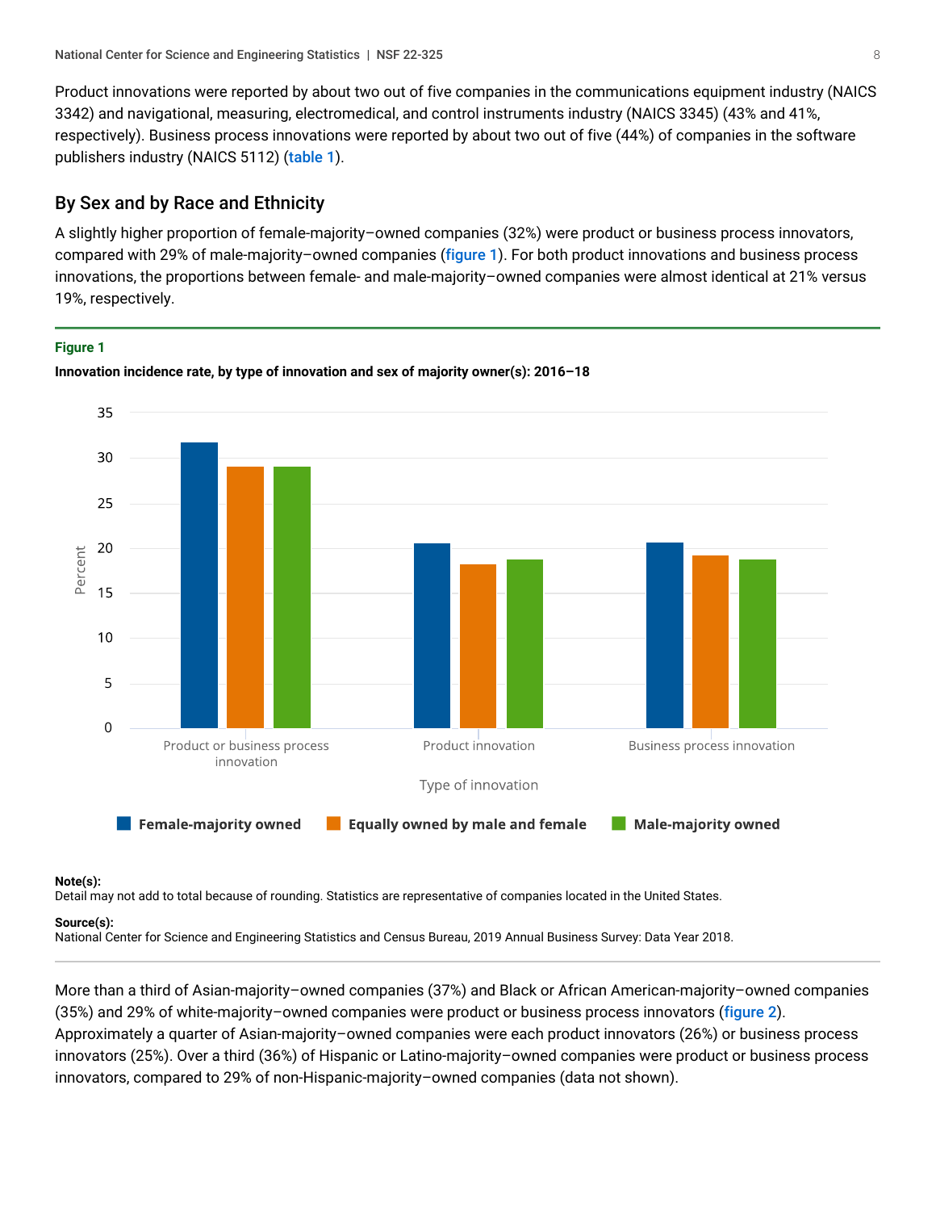Product innovations were reported by about two out of five companies in the communications equipment industry (NAICS 3342) and navigational, measuring, electromedical, and control instruments industry (NAICS 3345) (43% and 41%, respectively). Business process innovations were reported by about two out of five (44%) of companies in the software publishers industry (NAICS 5112) (table 1).

## By Sex and by Race and Ethnicity

A slightly higher proportion of female-majority–owned companies (32%) were product or business process innovators, compared with 29% of male-majority–owned companies (figure 1). For both product innovations and business process innovations, the proportions between female- and male-majority–owned companies were almost identical at 21% versus 19%, respectively.

**Figure 1**

**Innovation incidence rate, by type of innovation and sex of majority owner(s): 2016–18**

**Note(s):**
Detail may not add to total because of rounding. Statistics are representative of companies located in the United States.

**Source(s):**
National Center for Science and Engineering Statistics and Census Bureau, 2019 Annual Business Survey: Data Year 2018.

More than a third of Asian-majority–owned companies (37%) and Black or African American-majority–owned companies (35%) and 29% of white-majority–owned companies were product or business process innovators (figure 2). Approximately a quarter of Asian-majority–owned companies were each product innovators (26%) or business process innovators (25%). Over a third (36%) of Hispanic or Latino-majority–owned companies were product or business process innovators, compared to 29% of non-Hispanic-majority–owned companies (data not shown).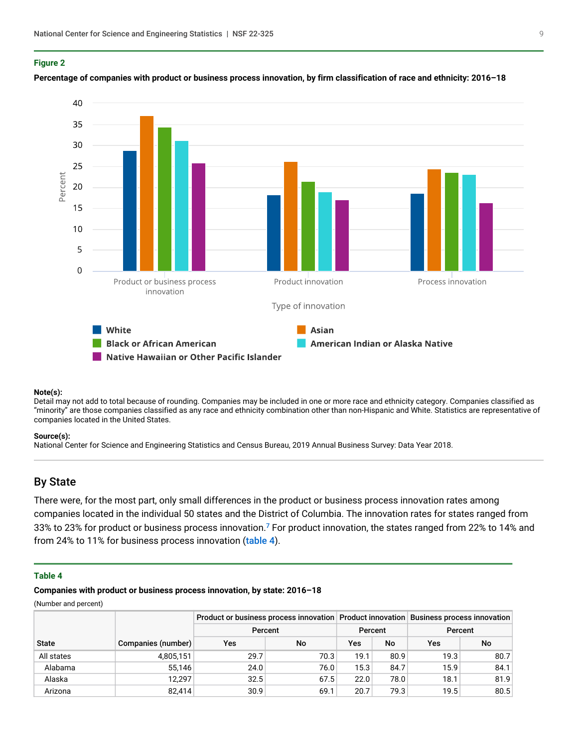**Figure 2**

**Percentage of companies with product or business process innovation, by firm classification of race and ethnicity: 2016–18**

Note(s):
Detail may not add to total because of rounding. Companies may be included in one or more race and ethnicity category. Companies classified as "minority" are those companies classified as any race and ethnicity combination other than non-Hispanic and White. Statistics are representative of companies located in the United States.

Source(s):
National Center for Science and Engineering Statistics and Census Bureau, 2019 Annual Business Survey: Data Year 2018.

## By State

There were, for the most part, only small differences in the product or business process innovation rates among companies located in the individual 50 states and the District of Columbia. The innovation rates for states ranged from 33% to 23% for product or business process innovation.[7] For product innovation, the states ranged from 22% to 14% and from 24% to 11% for business process innovation (table 4).

**Table 4**

**Companies with product or business process innovation, by state: 2016–18**

(Number and percent)

| State | Companies (number) | Product or business process innovation | | Product innovation | | Business process innovation | |
|---|---|---|---|---|---|---|---|
| | | Percent | | Percent | | Percent | |
| | | Yes | No | Yes | No | Yes | No |
| All states | 4,805,151 | 29.7 | 70.3 | 19.1 | 80.9 | 19.3 | 80.7 |
| Alabama | 55,146 | 24.0 | 76.0 | 15.3 | 84.7 | 15.9 | 84.1 |
| Alaska | 12,297 | 32.5 | 67.5 | 22.0 | 78.0 | 18.1 | 81.9 |
| Arizona | 82,414 | 30.9 | 69.1 | 20.7 | 79.3 | 19.5 | 80.5 |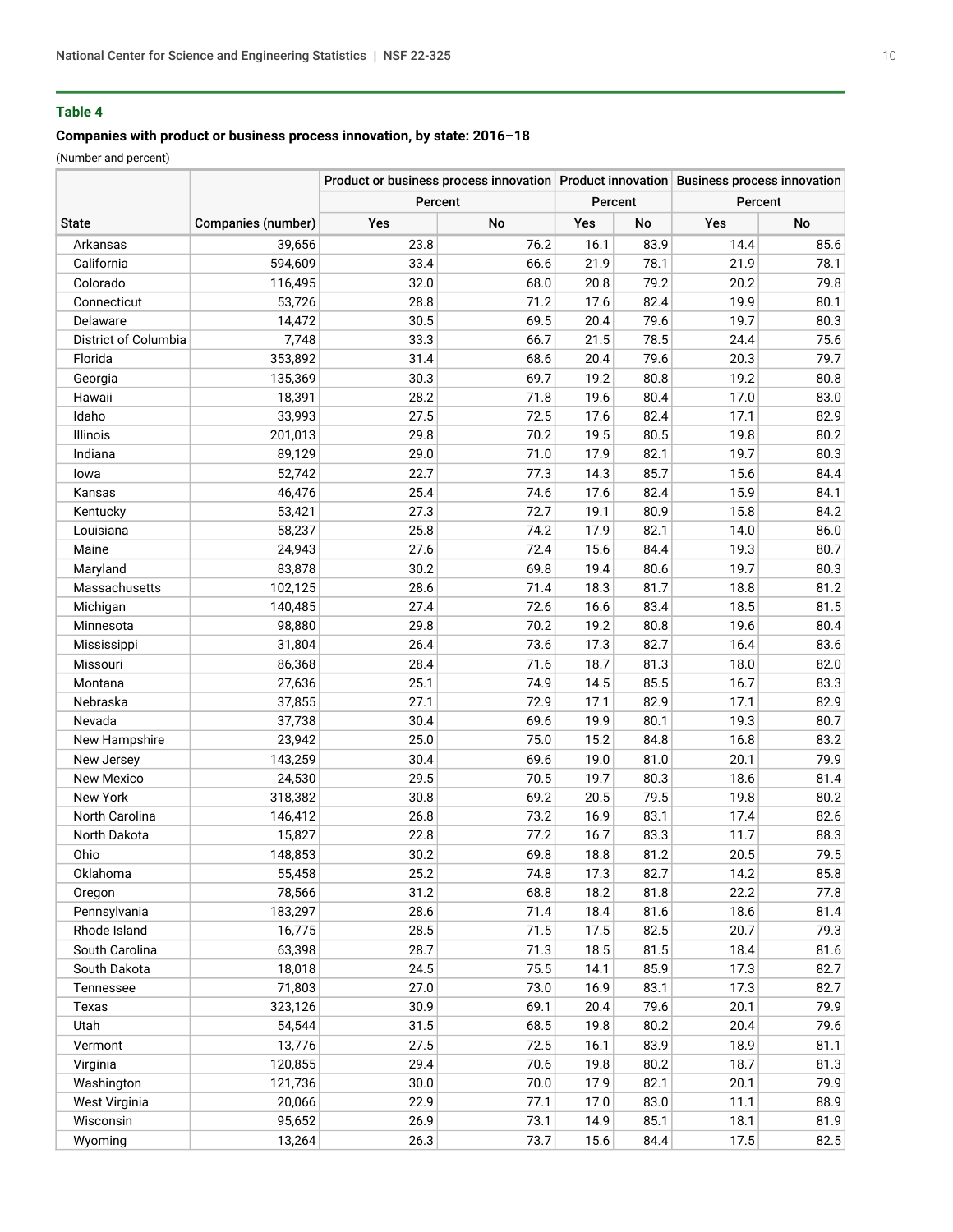**Table 4**

**Companies with product or business process innovation, by state: 2016–18**

(Number and percent)

| State | Companies (number) | Product or business process innovation | | Product innovation | | Business process innovation | |
|---|---|---|---|---|---|---|---|
| | | Percent | | Percent | | Percent | |
| | | Yes | No | Yes | No | Yes | No |
| Arkansas | 39,656 | 23.8 | 76.2 | 16.1 | 83.9 | 14.4 | 85.6 |
| California | 594,609 | 33.4 | 66.6 | 21.9 | 78.1 | 21.9 | 78.1 |
| Colorado | 116,495 | 32.0 | 68.0 | 20.8 | 79.2 | 20.2 | 79.8 |
| Connecticut | 53,726 | 28.8 | 71.2 | 17.6 | 82.4 | 19.9 | 80.1 |
| Delaware | 14,472 | 30.5 | 69.5 | 20.4 | 79.6 | 19.7 | 80.3 |
| District of Columbia | 7,748 | 33.3 | 66.7 | 21.5 | 78.5 | 24.4 | 75.6 |
| Florida | 353,892 | 31.4 | 68.6 | 20.4 | 79.6 | 20.3 | 79.7 |
| Georgia | 135,369 | 30.3 | 69.7 | 19.2 | 80.8 | 19.2 | 80.8 |
| Hawaii | 18,391 | 28.2 | 71.8 | 19.6 | 80.4 | 17.0 | 83.0 |
| Idaho | 33,993 | 27.5 | 72.5 | 17.6 | 82.4 | 17.1 | 82.9 |
| Illinois | 201,013 | 29.8 | 70.2 | 19.5 | 80.5 | 19.8 | 80.2 |
| Indiana | 89,129 | 29.0 | 71.0 | 17.9 | 82.1 | 19.7 | 80.3 |
| Iowa | 52,742 | 22.7 | 77.3 | 14.3 | 85.7 | 15.6 | 84.4 |
| Kansas | 46,476 | 25.4 | 74.6 | 17.6 | 82.4 | 15.9 | 84.1 |
| Kentucky | 53,421 | 27.3 | 72.7 | 19.1 | 80.9 | 15.8 | 84.2 |
| Louisiana | 58,237 | 25.8 | 74.2 | 17.9 | 82.1 | 14.0 | 86.0 |
| Maine | 24,943 | 27.6 | 72.4 | 15.6 | 84.4 | 19.3 | 80.7 |
| Maryland | 83,878 | 30.2 | 69.8 | 19.4 | 80.6 | 19.7 | 80.3 |
| Massachusetts | 102,125 | 28.6 | 71.4 | 18.3 | 81.7 | 18.8 | 81.2 |
| Michigan | 140,485 | 27.4 | 72.6 | 16.6 | 83.4 | 18.5 | 81.5 |
| Minnesota | 98,880 | 29.8 | 70.2 | 19.2 | 80.8 | 19.6 | 80.4 |
| Mississippi | 31,804 | 26.4 | 73.6 | 17.3 | 82.7 | 16.4 | 83.6 |
| Missouri | 86,368 | 28.4 | 71.6 | 18.7 | 81.3 | 18.0 | 82.0 |
| Montana | 27,636 | 25.1 | 74.9 | 14.5 | 85.5 | 16.7 | 83.3 |
| Nebraska | 37,855 | 27.1 | 72.9 | 17.1 | 82.9 | 17.1 | 82.9 |
| Nevada | 37,738 | 30.4 | 69.6 | 19.9 | 80.1 | 19.3 | 80.7 |
| New Hampshire | 23,942 | 25.0 | 75.0 | 15.2 | 84.8 | 16.8 | 83.2 |
| New Jersey | 143,259 | 30.4 | 69.6 | 19.0 | 81.0 | 20.1 | 79.9 |
| New Mexico | 24,530 | 29.5 | 70.5 | 19.7 | 80.3 | 18.6 | 81.4 |
| New York | 318,382 | 30.8 | 69.2 | 20.5 | 79.5 | 19.8 | 80.2 |
| North Carolina | 146,412 | 26.8 | 73.2 | 16.9 | 83.1 | 17.4 | 82.6 |
| North Dakota | 15,827 | 22.8 | 77.2 | 16.7 | 83.3 | 11.7 | 88.3 |
| Ohio | 148,853 | 30.2 | 69.8 | 18.8 | 81.2 | 20.5 | 79.5 |
| Oklahoma | 55,458 | 25.2 | 74.8 | 17.3 | 82.7 | 14.2 | 85.8 |
| Oregon | 78,566 | 31.2 | 68.8 | 18.2 | 81.8 | 22.2 | 77.8 |
| Pennsylvania | 183,297 | 28.6 | 71.4 | 18.4 | 81.6 | 18.6 | 81.4 |
| Rhode Island | 16,775 | 28.5 | 71.5 | 17.5 | 82.5 | 20.7 | 79.3 |
| South Carolina | 63,398 | 28.7 | 71.3 | 18.5 | 81.5 | 18.4 | 81.6 |
| South Dakota | 18,018 | 24.5 | 75.5 | 14.1 | 85.9 | 17.3 | 82.7 |
| Tennessee | 71,803 | 27.0 | 73.0 | 16.9 | 83.1 | 17.3 | 82.7 |
| Texas | 323,126 | 30.9 | 69.1 | 20.4 | 79.6 | 20.1 | 79.9 |
| Utah | 54,544 | 31.5 | 68.5 | 19.8 | 80.2 | 20.4 | 79.6 |
| Vermont | 13,776 | 27.5 | 72.5 | 16.1 | 83.9 | 18.9 | 81.1 |
| Virginia | 120,855 | 29.4 | 70.6 | 19.8 | 80.2 | 18.7 | 81.3 |
| Washington | 121,736 | 30.0 | 70.0 | 17.9 | 82.1 | 20.1 | 79.9 |
| West Virginia | 20,066 | 22.9 | 77.1 | 17.0 | 83.0 | 11.1 | 88.9 |
| Wisconsin | 95,652 | 26.9 | 73.1 | 14.9 | 85.1 | 18.1 | 81.9 |
| Wyoming | 13,264 | 26.3 | 73.7 | 15.6 | 84.4 | 17.5 | 82.5 |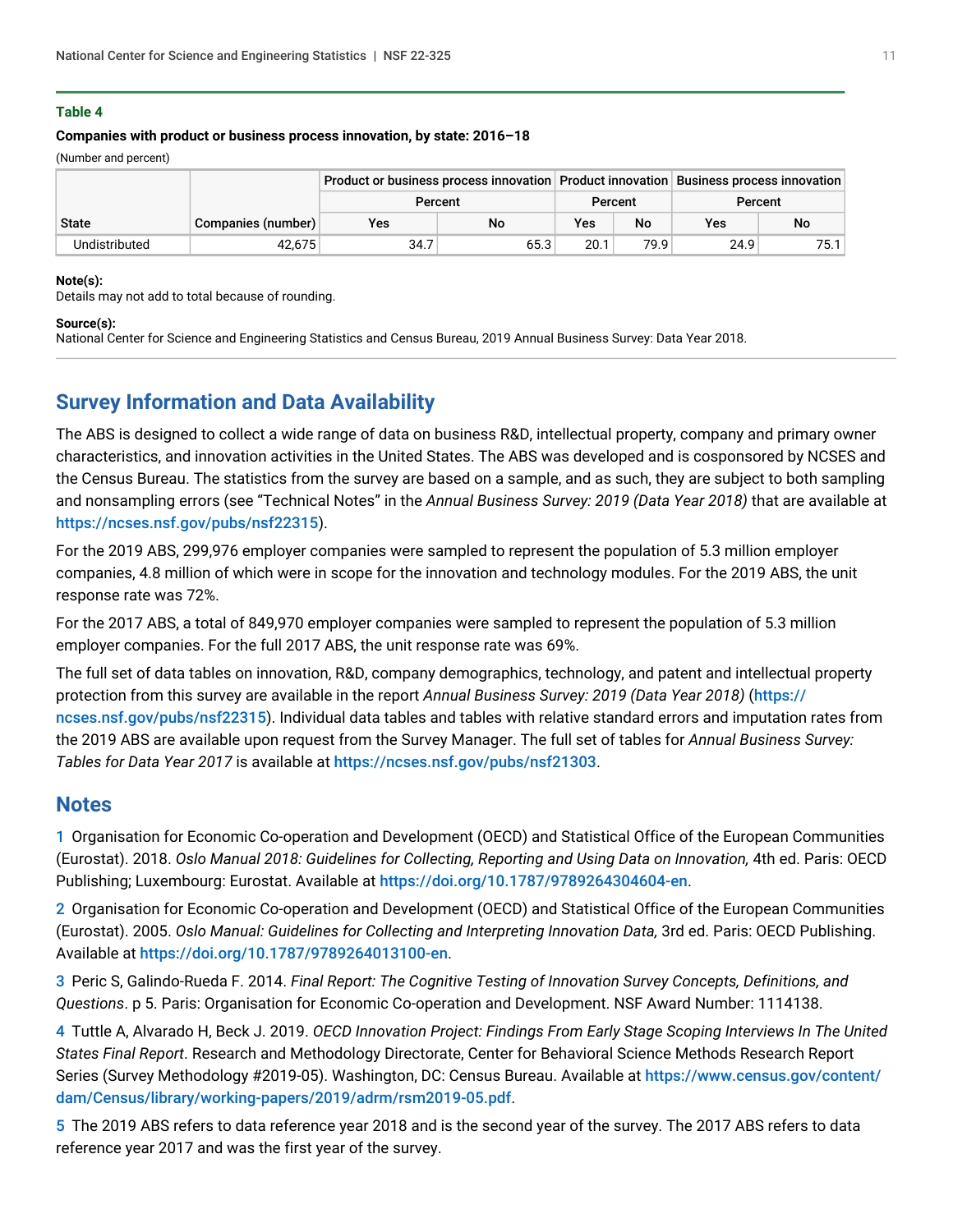**Table 4**

**Companies with product or business process innovation, by state: 2016–18**

(Number and percent)

| State | Companies (number) | Product or business process innovation | | Product innovation | | Business process innovation | |
|---|---|---|---|---|---|---|---|
| | | Percent | | Percent | | Percent | |
| | | Yes | No | Yes | No | Yes | No |
| Undistributed | 42,675 | 34.7 | 65.3 | 20.1 | 79.9 | 24.9 | 75.1 |

**Note(s):**
Details may not add to total because of rounding.

**Source(s):**
National Center for Science and Engineering Statistics and Census Bureau, 2019 Annual Business Survey: Data Year 2018.

## Survey Information and Data Availability

The ABS is designed to collect a wide range of data on business R&D, intellectual property, company and primary owner characteristics, and innovation activities in the United States. The ABS was developed and is cosponsored by NCSES and the Census Bureau. The statistics from the survey are based on a sample, and as such, they are subject to both sampling and nonsampling errors (see "Technical Notes" in the *Annual Business Survey: 2019 (Data Year 2018)* that are available at https://ncses.nsf.gov/pubs/nsf22315).

For the 2019 ABS, 299,976 employer companies were sampled to represent the population of 5.3 million employer companies, 4.8 million of which were in scope for the innovation and technology modules. For the 2019 ABS, the unit response rate was 72%.

For the 2017 ABS, a total of 849,970 employer companies were sampled to represent the population of 5.3 million employer companies. For the full 2017 ABS, the unit response rate was 69%.

The full set of data tables on innovation, R&D, company demographics, technology, and patent and intellectual property protection from this survey are available in the report *Annual Business Survey: 2019 (Data Year 2018)* (https://ncses.nsf.gov/pubs/nsf22315). Individual data tables and tables with relative standard errors and imputation rates from the 2019 ABS are available upon request from the Survey Manager. The full set of tables for *Annual Business Survey: Tables for Data Year 2017* is available at https://ncses.nsf.gov/pubs/nsf21303.

## Notes

1 Organisation for Economic Co-operation and Development (OECD) and Statistical Office of the European Communities (Eurostat). 2018. *Oslo Manual 2018: Guidelines for Collecting, Reporting and Using Data on Innovation,* 4th ed. Paris: OECD Publishing; Luxembourg: Eurostat. Available at https://doi.org/10.1787/9789264304604-en.

2 Organisation for Economic Co-operation and Development (OECD) and Statistical Office of the European Communities (Eurostat). 2005. *Oslo Manual: Guidelines for Collecting and Interpreting Innovation Data,* 3rd ed. Paris: OECD Publishing. Available at https://doi.org/10.1787/9789264013100-en.

3 Peric S, Galindo-Rueda F. 2014. *Final Report: The Cognitive Testing of Innovation Survey Concepts, Definitions, and Questions*. p 5. Paris: Organisation for Economic Co-operation and Development. NSF Award Number: 1114138.

4 Tuttle A, Alvarado H, Beck J. 2019. *OECD Innovation Project: Findings From Early Stage Scoping Interviews In The United States Final Report*. Research and Methodology Directorate, Center for Behavioral Science Methods Research Report Series (Survey Methodology #2019-05). Washington, DC: Census Bureau. Available at https://www.census.gov/content/dam/Census/library/working-papers/2019/adrm/rsm2019-05.pdf.

5 The 2019 ABS refers to data reference year 2018 and is the second year of the survey. The 2017 ABS refers to data reference year 2017 and was the first year of the survey.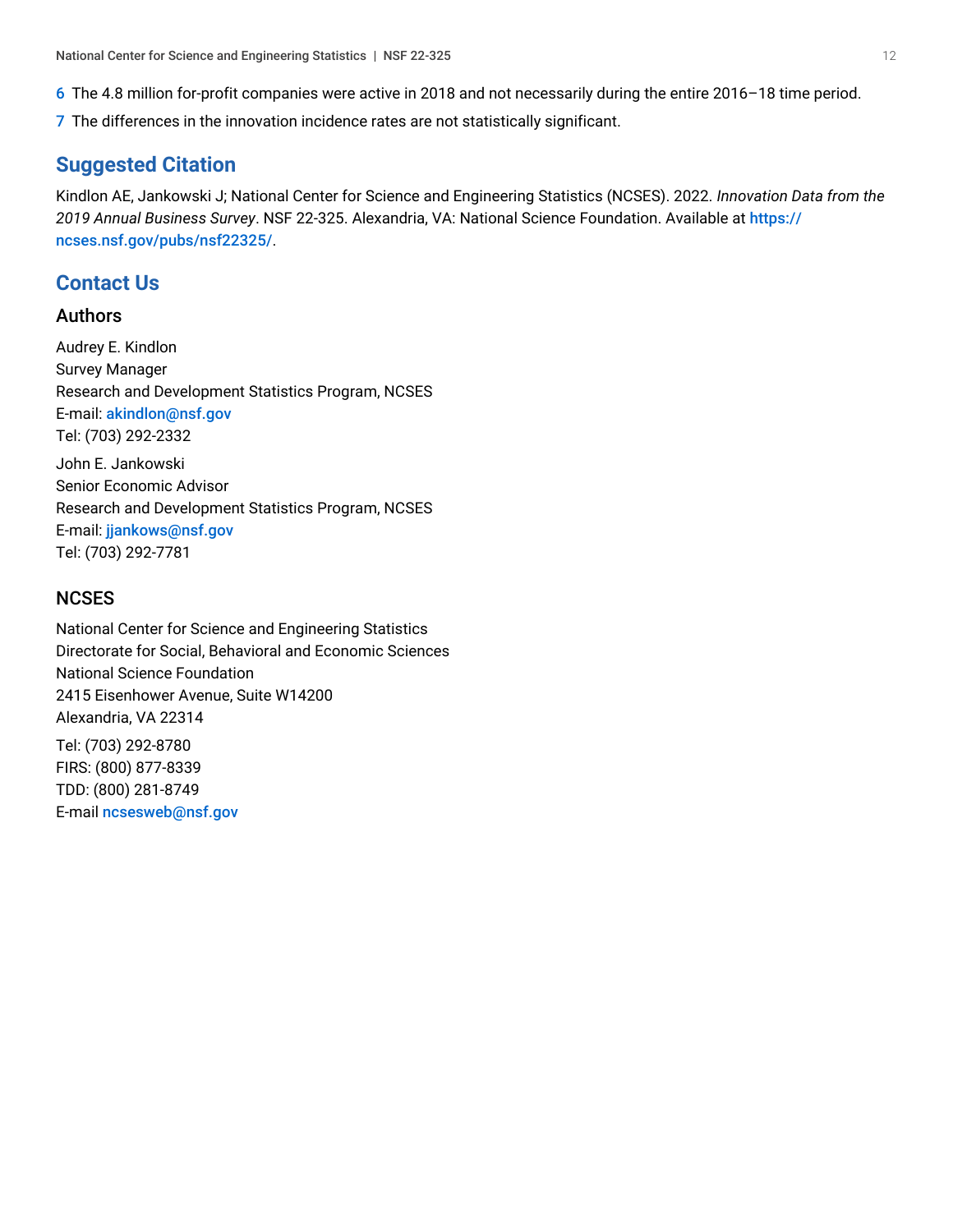6 The 4.8 million for-profit companies were active in 2018 and not necessarily during the entire 2016–18 time period.

7 The differences in the innovation incidence rates are not statistically significant.

## Suggested Citation

Kindlon AE, Jankowski J; National Center for Science and Engineering Statistics (NCSES). 2022. *Innovation Data from the 2019 Annual Business Survey*. NSF 22-325. Alexandria, VA: National Science Foundation. Available at https://ncses.nsf.gov/pubs/nsf22325/.

## Contact Us

### Authors

Audrey E. Kindlon
Survey Manager
Research and Development Statistics Program, NCSES
E-mail: akindlon@nsf.gov
Tel: (703) 292-2332

John E. Jankowski
Senior Economic Advisor
Research and Development Statistics Program, NCSES
E-mail: jjankows@nsf.gov
Tel: (703) 292-7781

### NCSES

National Center for Science and Engineering Statistics
Directorate for Social, Behavioral and Economic Sciences
National Science Foundation
2415 Eisenhower Avenue, Suite W14200
Alexandria, VA 22314

Tel: (703) 292-8780
FIRS: (800) 877-8339
TDD: (800) 281-8749
E-mail ncsesweb@nsf.gov